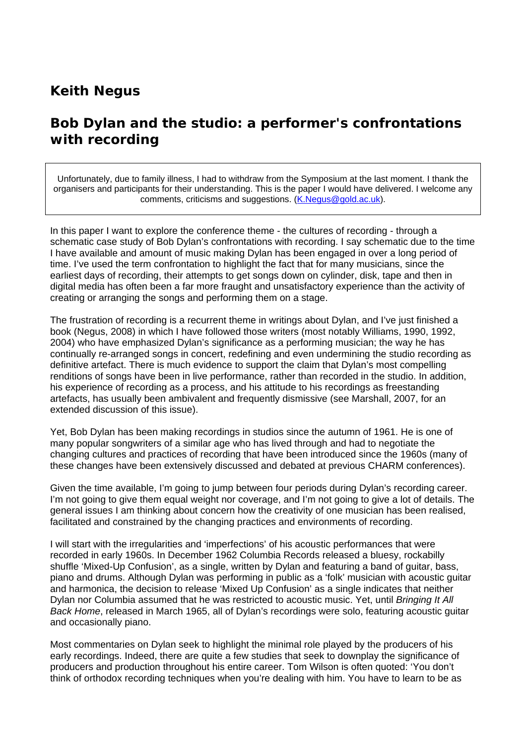## Keith Negus

## Bob Dylan and the studio: a performer's confrontations with recording

> Unfortunately, due to family illness, I had to withdraw from the Symposium at the last moment. I thank the organisers and participants for their understanding. This is the paper I would have delivered. I welcome any comments, criticisms and suggestions. (K.Negus@gold.ac.uk).

In this paper I want to explore the conference theme - the cultures of recording - through a schematic case study of Bob Dylan's confrontations with recording. I say schematic due to the time I have available and amount of music making Dylan has been engaged in over a long period of time. I've used the term confrontation to highlight the fact that for many musicians, since the earliest days of recording, their attempts to get songs down on cylinder, disk, tape and then in digital media has often been a far more fraught and unsatisfactory experience than the activity of creating or arranging the songs and performing them on a stage.

The frustration of recording is a recurrent theme in writings about Dylan, and I've just finished a book (Negus, 2008) in which I have followed those writers (most notably Williams, 1990, 1992, 2004) who have emphasized Dylan's significance as a performing musician; the way he has continually re-arranged songs in concert, redefining and even undermining the studio recording as definitive artefact. There is much evidence to support the claim that Dylan's most compelling renditions of songs have been in live performance, rather than recorded in the studio. In addition, his experience of recording as a process, and his attitude to his recordings as freestanding artefacts, has usually been ambivalent and frequently dismissive (see Marshall, 2007, for an extended discussion of this issue).

Yet, Bob Dylan has been making recordings in studios since the autumn of 1961. He is one of many popular songwriters of a similar age who has lived through and had to negotiate the changing cultures and practices of recording that have been introduced since the 1960s (many of these changes have been extensively discussed and debated at previous CHARM conferences).

Given the time available, I'm going to jump between four periods during Dylan's recording career. I'm not going to give them equal weight nor coverage, and I'm not going to give a lot of details. The general issues I am thinking about concern how the creativity of one musician has been realised, facilitated and constrained by the changing practices and environments of recording.

I will start with the irregularities and 'imperfections' of his acoustic performances that were recorded in early 1960s. In December 1962 Columbia Records released a bluesy, rockabilly shuffle 'Mixed-Up Confusion', as a single, written by Dylan and featuring a band of guitar, bass, piano and drums. Although Dylan was performing in public as a 'folk' musician with acoustic guitar and harmonica, the decision to release 'Mixed Up Confusion' as a single indicates that neither Dylan nor Columbia assumed that he was restricted to acoustic music. Yet, until *Bringing It All Back Home*, released in March 1965, all of Dylan's recordings were solo, featuring acoustic guitar and occasionally piano.

Most commentaries on Dylan seek to highlight the minimal role played by the producers of his early recordings. Indeed, there are quite a few studies that seek to downplay the significance of producers and production throughout his entire career. Tom Wilson is often quoted: 'You don't think of orthodox recording techniques when you're dealing with him. You have to learn to be as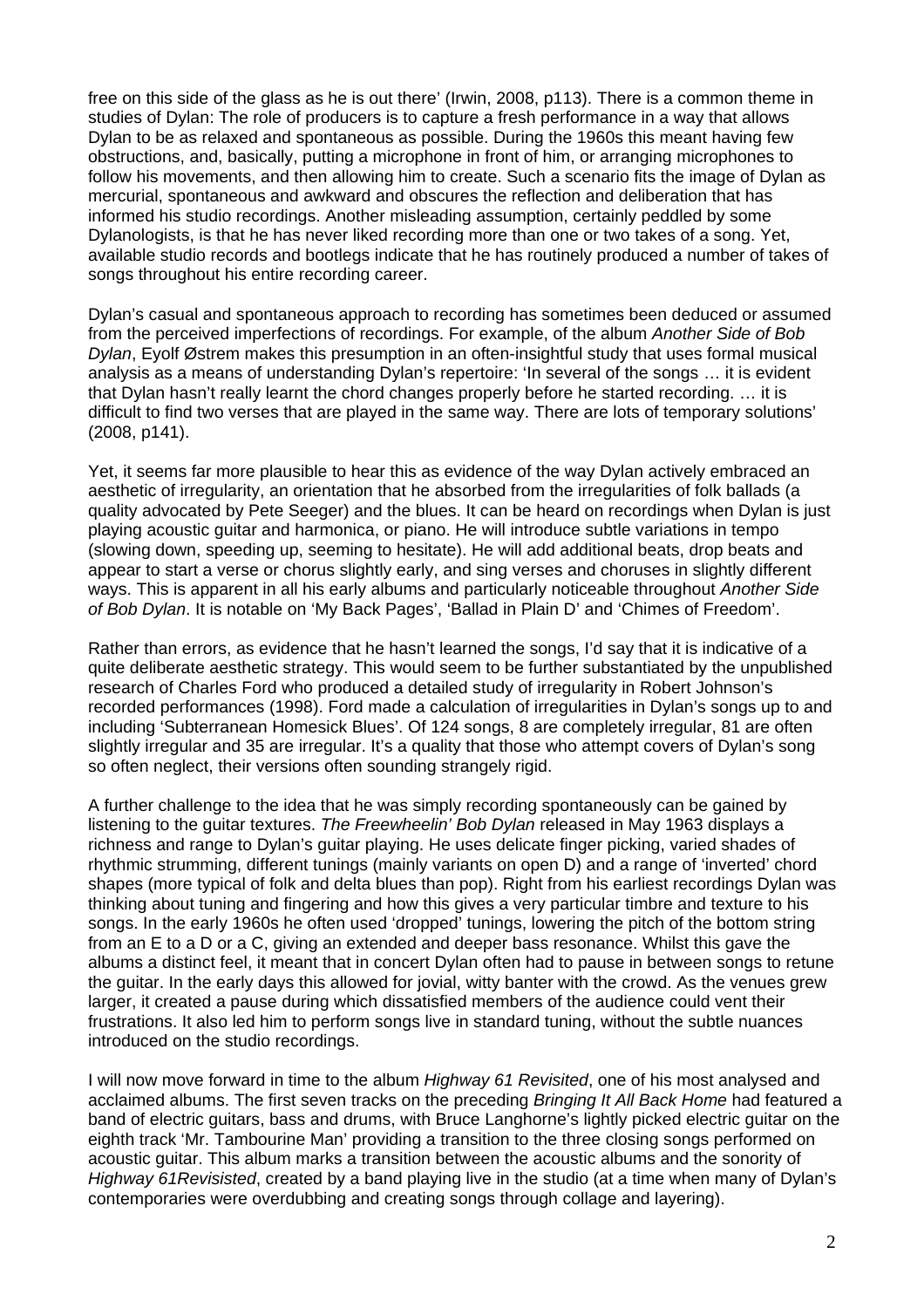free on this side of the glass as he is out there' (Irwin, 2008, p113). There is a common theme in studies of Dylan: The role of producers is to capture a fresh performance in a way that allows Dylan to be as relaxed and spontaneous as possible. During the 1960s this meant having few obstructions, and, basically, putting a microphone in front of him, or arranging microphones to follow his movements, and then allowing him to create. Such a scenario fits the image of Dylan as mercurial, spontaneous and awkward and obscures the reflection and deliberation that has informed his studio recordings. Another misleading assumption, certainly peddled by some Dylanologists, is that he has never liked recording more than one or two takes of a song. Yet, available studio records and bootlegs indicate that he has routinely produced a number of takes of songs throughout his entire recording career.

Dylan's casual and spontaneous approach to recording has sometimes been deduced or assumed from the perceived imperfections of recordings. For example, of the album *Another Side of Bob Dylan*, Eyolf Østrem makes this presumption in an often-insightful study that uses formal musical analysis as a means of understanding Dylan's repertoire: 'In several of the songs … it is evident that Dylan hasn't really learnt the chord changes properly before he started recording. … it is difficult to find two verses that are played in the same way. There are lots of temporary solutions' (2008, p141).

Yet, it seems far more plausible to hear this as evidence of the way Dylan actively embraced an aesthetic of irregularity, an orientation that he absorbed from the irregularities of folk ballads (a quality advocated by Pete Seeger) and the blues. It can be heard on recordings when Dylan is just playing acoustic guitar and harmonica, or piano. He will introduce subtle variations in tempo (slowing down, speeding up, seeming to hesitate). He will add additional beats, drop beats and appear to start a verse or chorus slightly early, and sing verses and choruses in slightly different ways. This is apparent in all his early albums and particularly noticeable throughout *Another Side of Bob Dylan*. It is notable on 'My Back Pages', 'Ballad in Plain D' and 'Chimes of Freedom'.

Rather than errors, as evidence that he hasn't learned the songs, I'd say that it is indicative of a quite deliberate aesthetic strategy. This would seem to be further substantiated by the unpublished research of Charles Ford who produced a detailed study of irregularity in Robert Johnson's recorded performances (1998). Ford made a calculation of irregularities in Dylan's songs up to and including 'Subterranean Homesick Blues'. Of 124 songs, 8 are completely irregular, 81 are often slightly irregular and 35 are irregular. It's a quality that those who attempt covers of Dylan's song so often neglect, their versions often sounding strangely rigid.

A further challenge to the idea that he was simply recording spontaneously can be gained by listening to the guitar textures. *The Freewheelin' Bob Dylan* released in May 1963 displays a richness and range to Dylan's guitar playing. He uses delicate finger picking, varied shades of rhythmic strumming, different tunings (mainly variants on open D) and a range of 'inverted' chord shapes (more typical of folk and delta blues than pop). Right from his earliest recordings Dylan was thinking about tuning and fingering and how this gives a very particular timbre and texture to his songs. In the early 1960s he often used 'dropped' tunings, lowering the pitch of the bottom string from an E to a D or a C, giving an extended and deeper bass resonance. Whilst this gave the albums a distinct feel, it meant that in concert Dylan often had to pause in between songs to retune the guitar. In the early days this allowed for jovial, witty banter with the crowd. As the venues grew larger, it created a pause during which dissatisfied members of the audience could vent their frustrations. It also led him to perform songs live in standard tuning, without the subtle nuances introduced on the studio recordings.

I will now move forward in time to the album *Highway 61 Revisited*, one of his most analysed and acclaimed albums. The first seven tracks on the preceding *Bringing It All Back Home* had featured a band of electric guitars, bass and drums, with Bruce Langhorne's lightly picked electric guitar on the eighth track 'Mr. Tambourine Man' providing a transition to the three closing songs performed on acoustic guitar. This album marks a transition between the acoustic albums and the sonority of *Highway 61Revisisted*, created by a band playing live in the studio (at a time when many of Dylan's contemporaries were overdubbing and creating songs through collage and layering).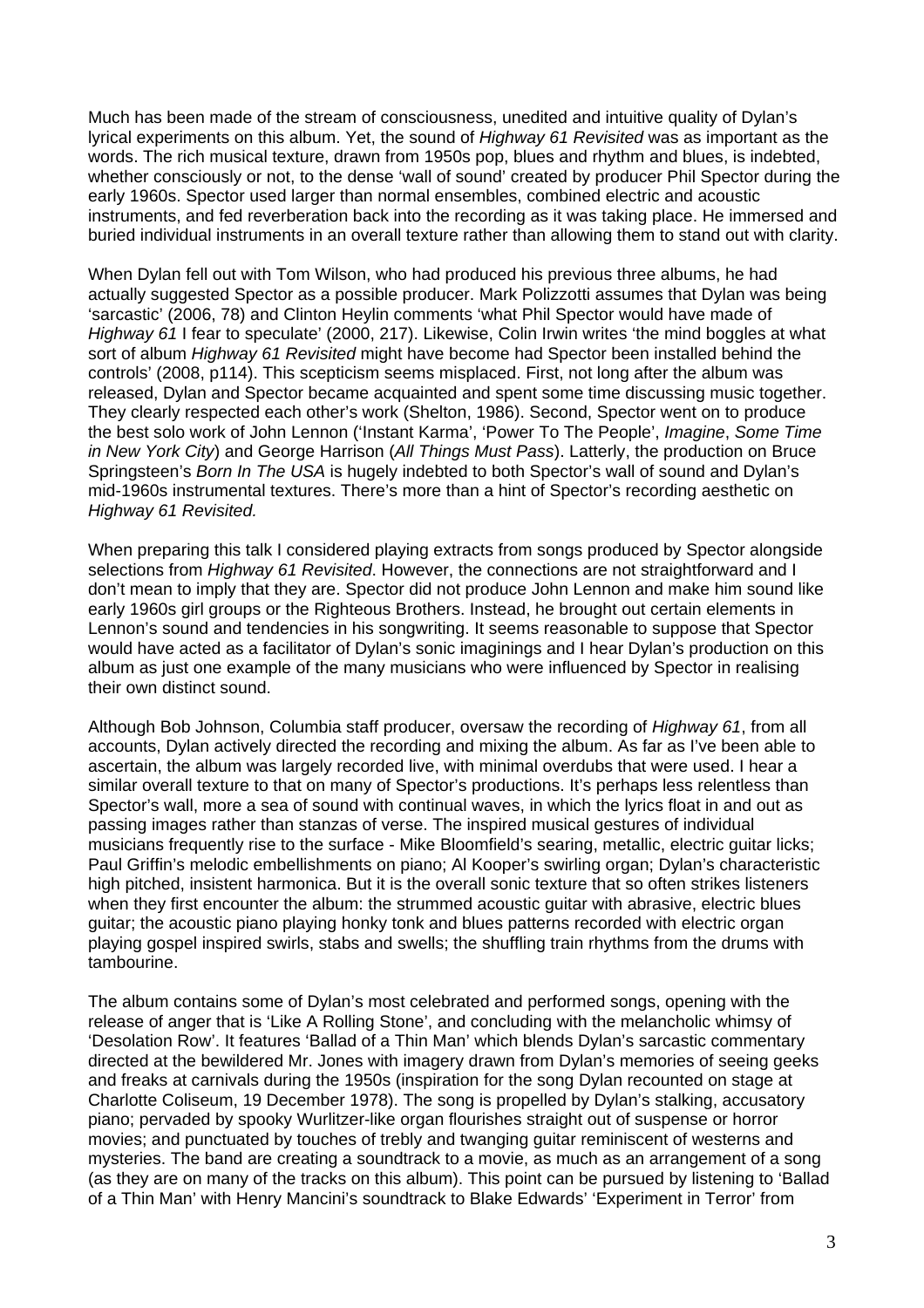Much has been made of the stream of consciousness, unedited and intuitive quality of Dylan's lyrical experiments on this album. Yet, the sound of *Highway 61 Revisited* was as important as the words. The rich musical texture, drawn from 1950s pop, blues and rhythm and blues, is indebted, whether consciously or not, to the dense 'wall of sound' created by producer Phil Spector during the early 1960s. Spector used larger than normal ensembles, combined electric and acoustic instruments, and fed reverberation back into the recording as it was taking place. He immersed and buried individual instruments in an overall texture rather than allowing them to stand out with clarity.

When Dylan fell out with Tom Wilson, who had produced his previous three albums, he had actually suggested Spector as a possible producer. Mark Polizzotti assumes that Dylan was being 'sarcastic' (2006, 78) and Clinton Heylin comments 'what Phil Spector would have made of *Highway 61* I fear to speculate' (2000, 217). Likewise, Colin Irwin writes 'the mind boggles at what sort of album *Highway 61 Revisited* might have become had Spector been installed behind the controls' (2008, p114). This scepticism seems misplaced. First, not long after the album was released, Dylan and Spector became acquainted and spent some time discussing music together. They clearly respected each other's work (Shelton, 1986). Second, Spector went on to produce the best solo work of John Lennon ('Instant Karma', 'Power To The People', *Imagine*, *Some Time in New York City*) and George Harrison (*All Things Must Pass*). Latterly, the production on Bruce Springsteen's *Born In The USA* is hugely indebted to both Spector's wall of sound and Dylan's mid-1960s instrumental textures. There's more than a hint of Spector's recording aesthetic on *Highway 61 Revisited.*

When preparing this talk I considered playing extracts from songs produced by Spector alongside selections from *Highway 61 Revisited*. However, the connections are not straightforward and I don't mean to imply that they are. Spector did not produce John Lennon and make him sound like early 1960s girl groups or the Righteous Brothers. Instead, he brought out certain elements in Lennon's sound and tendencies in his songwriting. It seems reasonable to suppose that Spector would have acted as a facilitator of Dylan's sonic imaginings and I hear Dylan's production on this album as just one example of the many musicians who were influenced by Spector in realising their own distinct sound.

Although Bob Johnson, Columbia staff producer, oversaw the recording of *Highway 61*, from all accounts, Dylan actively directed the recording and mixing the album. As far as I've been able to ascertain, the album was largely recorded live, with minimal overdubs that were used. I hear a similar overall texture to that on many of Spector's productions. It's perhaps less relentless than Spector's wall, more a sea of sound with continual waves, in which the lyrics float in and out as passing images rather than stanzas of verse. The inspired musical gestures of individual musicians frequently rise to the surface - Mike Bloomfield's searing, metallic, electric guitar licks; Paul Griffin's melodic embellishments on piano; Al Kooper's swirling organ; Dylan's characteristic high pitched, insistent harmonica. But it is the overall sonic texture that so often strikes listeners when they first encounter the album: the strummed acoustic guitar with abrasive, electric blues guitar; the acoustic piano playing honky tonk and blues patterns recorded with electric organ playing gospel inspired swirls, stabs and swells; the shuffling train rhythms from the drums with tambourine.

The album contains some of Dylan's most celebrated and performed songs, opening with the release of anger that is 'Like A Rolling Stone', and concluding with the melancholic whimsy of 'Desolation Row'. It features 'Ballad of a Thin Man' which blends Dylan's sarcastic commentary directed at the bewildered Mr. Jones with imagery drawn from Dylan's memories of seeing geeks and freaks at carnivals during the 1950s (inspiration for the song Dylan recounted on stage at Charlotte Coliseum, 19 December 1978). The song is propelled by Dylan's stalking, accusatory piano; pervaded by spooky Wurlitzer-like organ flourishes straight out of suspense or horror movies; and punctuated by touches of trebly and twanging guitar reminiscent of westerns and mysteries. The band are creating a soundtrack to a movie, as much as an arrangement of a song (as they are on many of the tracks on this album). This point can be pursued by listening to 'Ballad of a Thin Man' with Henry Mancini's soundtrack to Blake Edwards' 'Experiment in Terror' from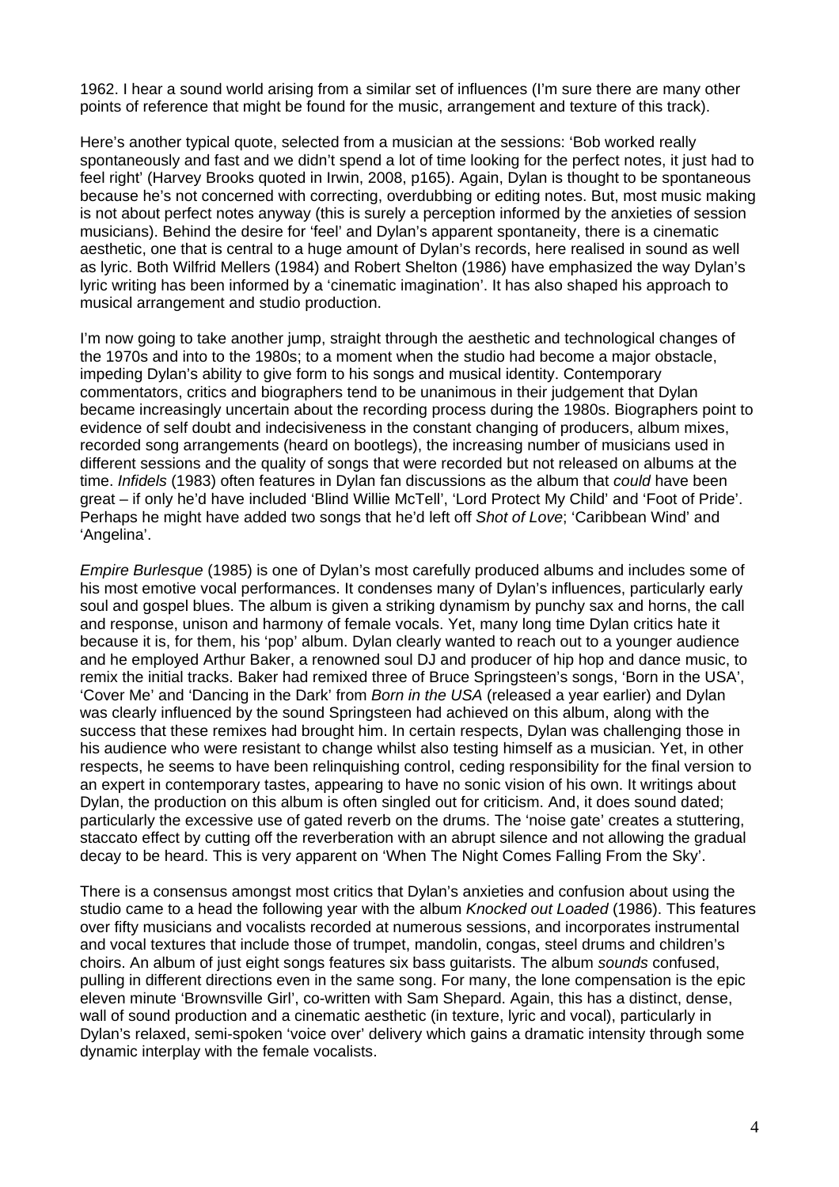1962. I hear a sound world arising from a similar set of influences (I'm sure there are many other points of reference that might be found for the music, arrangement and texture of this track).

Here's another typical quote, selected from a musician at the sessions: 'Bob worked really spontaneously and fast and we didn't spend a lot of time looking for the perfect notes, it just had to feel right' (Harvey Brooks quoted in Irwin, 2008, p165). Again, Dylan is thought to be spontaneous because he's not concerned with correcting, overdubbing or editing notes. But, most music making is not about perfect notes anyway (this is surely a perception informed by the anxieties of session musicians). Behind the desire for 'feel' and Dylan's apparent spontaneity, there is a cinematic aesthetic, one that is central to a huge amount of Dylan's records, here realised in sound as well as lyric. Both Wilfrid Mellers (1984) and Robert Shelton (1986) have emphasized the way Dylan's lyric writing has been informed by a 'cinematic imagination'. It has also shaped his approach to musical arrangement and studio production.

I'm now going to take another jump, straight through the aesthetic and technological changes of the 1970s and into to the 1980s; to a moment when the studio had become a major obstacle, impeding Dylan's ability to give form to his songs and musical identity. Contemporary commentators, critics and biographers tend to be unanimous in their judgement that Dylan became increasingly uncertain about the recording process during the 1980s. Biographers point to evidence of self doubt and indecisiveness in the constant changing of producers, album mixes, recorded song arrangements (heard on bootlegs), the increasing number of musicians used in different sessions and the quality of songs that were recorded but not released on albums at the time. *Infidels* (1983) often features in Dylan fan discussions as the album that *could* have been great – if only he'd have included 'Blind Willie McTell', 'Lord Protect My Child' and 'Foot of Pride'. Perhaps he might have added two songs that he'd left off *Shot of Love*; 'Caribbean Wind' and 'Angelina'.

*Empire Burlesque* (1985) is one of Dylan's most carefully produced albums and includes some of his most emotive vocal performances. It condenses many of Dylan's influences, particularly early soul and gospel blues. The album is given a striking dynamism by punchy sax and horns, the call and response, unison and harmony of female vocals. Yet, many long time Dylan critics hate it because it is, for them, his 'pop' album. Dylan clearly wanted to reach out to a younger audience and he employed Arthur Baker, a renowned soul DJ and producer of hip hop and dance music, to remix the initial tracks. Baker had remixed three of Bruce Springsteen's songs, 'Born in the USA', 'Cover Me' and 'Dancing in the Dark' from *Born in the USA* (released a year earlier) and Dylan was clearly influenced by the sound Springsteen had achieved on this album, along with the success that these remixes had brought him. In certain respects, Dylan was challenging those in his audience who were resistant to change whilst also testing himself as a musician. Yet, in other respects, he seems to have been relinquishing control, ceding responsibility for the final version to an expert in contemporary tastes, appearing to have no sonic vision of his own. It writings about Dylan, the production on this album is often singled out for criticism. And, it does sound dated; particularly the excessive use of gated reverb on the drums. The 'noise gate' creates a stuttering, staccato effect by cutting off the reverberation with an abrupt silence and not allowing the gradual decay to be heard. This is very apparent on 'When The Night Comes Falling From the Sky'.

There is a consensus amongst most critics that Dylan's anxieties and confusion about using the studio came to a head the following year with the album *Knocked out Loaded* (1986). This features over fifty musicians and vocalists recorded at numerous sessions, and incorporates instrumental and vocal textures that include those of trumpet, mandolin, congas, steel drums and children's choirs. An album of just eight songs features six bass guitarists. The album *sounds* confused, pulling in different directions even in the same song. For many, the lone compensation is the epic eleven minute 'Brownsville Girl', co-written with Sam Shepard. Again, this has a distinct, dense, wall of sound production and a cinematic aesthetic (in texture, lyric and vocal), particularly in Dylan's relaxed, semi-spoken 'voice over' delivery which gains a dramatic intensity through some dynamic interplay with the female vocalists.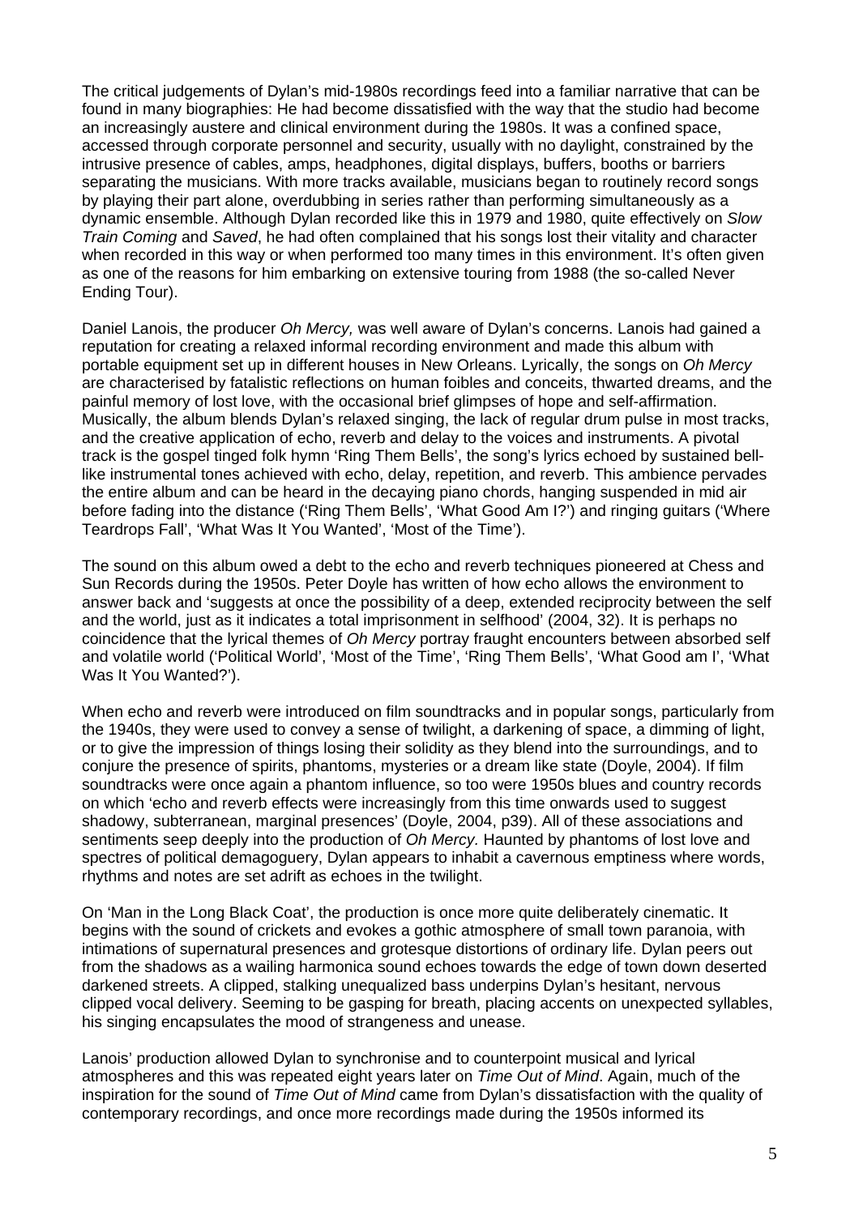The critical judgements of Dylan's mid-1980s recordings feed into a familiar narrative that can be found in many biographies: He had become dissatisfied with the way that the studio had become an increasingly austere and clinical environment during the 1980s. It was a confined space, accessed through corporate personnel and security, usually with no daylight, constrained by the intrusive presence of cables, amps, headphones, digital displays, buffers, booths or barriers separating the musicians. With more tracks available, musicians began to routinely record songs by playing their part alone, overdubbing in series rather than performing simultaneously as a dynamic ensemble. Although Dylan recorded like this in 1979 and 1980, quite effectively on *Slow Train Coming* and *Saved*, he had often complained that his songs lost their vitality and character when recorded in this way or when performed too many times in this environment. It's often given as one of the reasons for him embarking on extensive touring from 1988 (the so-called Never Ending Tour).

Daniel Lanois, the producer *Oh Mercy,* was well aware of Dylan's concerns. Lanois had gained a reputation for creating a relaxed informal recording environment and made this album with portable equipment set up in different houses in New Orleans. Lyrically, the songs on *Oh Mercy* are characterised by fatalistic reflections on human foibles and conceits, thwarted dreams, and the painful memory of lost love, with the occasional brief glimpses of hope and self-affirmation. Musically, the album blends Dylan's relaxed singing, the lack of regular drum pulse in most tracks, and the creative application of echo, reverb and delay to the voices and instruments. A pivotal track is the gospel tinged folk hymn 'Ring Them Bells', the song's lyrics echoed by sustained bell-like instrumental tones achieved with echo, delay, repetition, and reverb. This ambience pervades the entire album and can be heard in the decaying piano chords, hanging suspended in mid air before fading into the distance ('Ring Them Bells', 'What Good Am I?') and ringing guitars ('Where Teardrops Fall', 'What Was It You Wanted', 'Most of the Time').

The sound on this album owed a debt to the echo and reverb techniques pioneered at Chess and Sun Records during the 1950s. Peter Doyle has written of how echo allows the environment to answer back and 'suggests at once the possibility of a deep, extended reciprocity between the self and the world, just as it indicates a total imprisonment in selfhood' (2004, 32). It is perhaps no coincidence that the lyrical themes of *Oh Mercy* portray fraught encounters between absorbed self and volatile world ('Political World', 'Most of the Time', 'Ring Them Bells', 'What Good am I', 'What Was It You Wanted?').

When echo and reverb were introduced on film soundtracks and in popular songs, particularly from the 1940s, they were used to convey a sense of twilight, a darkening of space, a dimming of light, or to give the impression of things losing their solidity as they blend into the surroundings, and to conjure the presence of spirits, phantoms, mysteries or a dream like state (Doyle, 2004). If film soundtracks were once again a phantom influence, so too were 1950s blues and country records on which 'echo and reverb effects were increasingly from this time onwards used to suggest shadowy, subterranean, marginal presences' (Doyle, 2004, p39). All of these associations and sentiments seep deeply into the production of *Oh Mercy.* Haunted by phantoms of lost love and spectres of political demagoguery, Dylan appears to inhabit a cavernous emptiness where words, rhythms and notes are set adrift as echoes in the twilight.

On 'Man in the Long Black Coat', the production is once more quite deliberately cinematic. It begins with the sound of crickets and evokes a gothic atmosphere of small town paranoia, with intimations of supernatural presences and grotesque distortions of ordinary life. Dylan peers out from the shadows as a wailing harmonica sound echoes towards the edge of town down deserted darkened streets. A clipped, stalking unequalized bass underpins Dylan's hesitant, nervous clipped vocal delivery. Seeming to be gasping for breath, placing accents on unexpected syllables, his singing encapsulates the mood of strangeness and unease.

Lanois' production allowed Dylan to synchronise and to counterpoint musical and lyrical atmospheres and this was repeated eight years later on *Time Out of Mind*. Again, much of the inspiration for the sound of *Time Out of Mind* came from Dylan's dissatisfaction with the quality of contemporary recordings, and once more recordings made during the 1950s informed its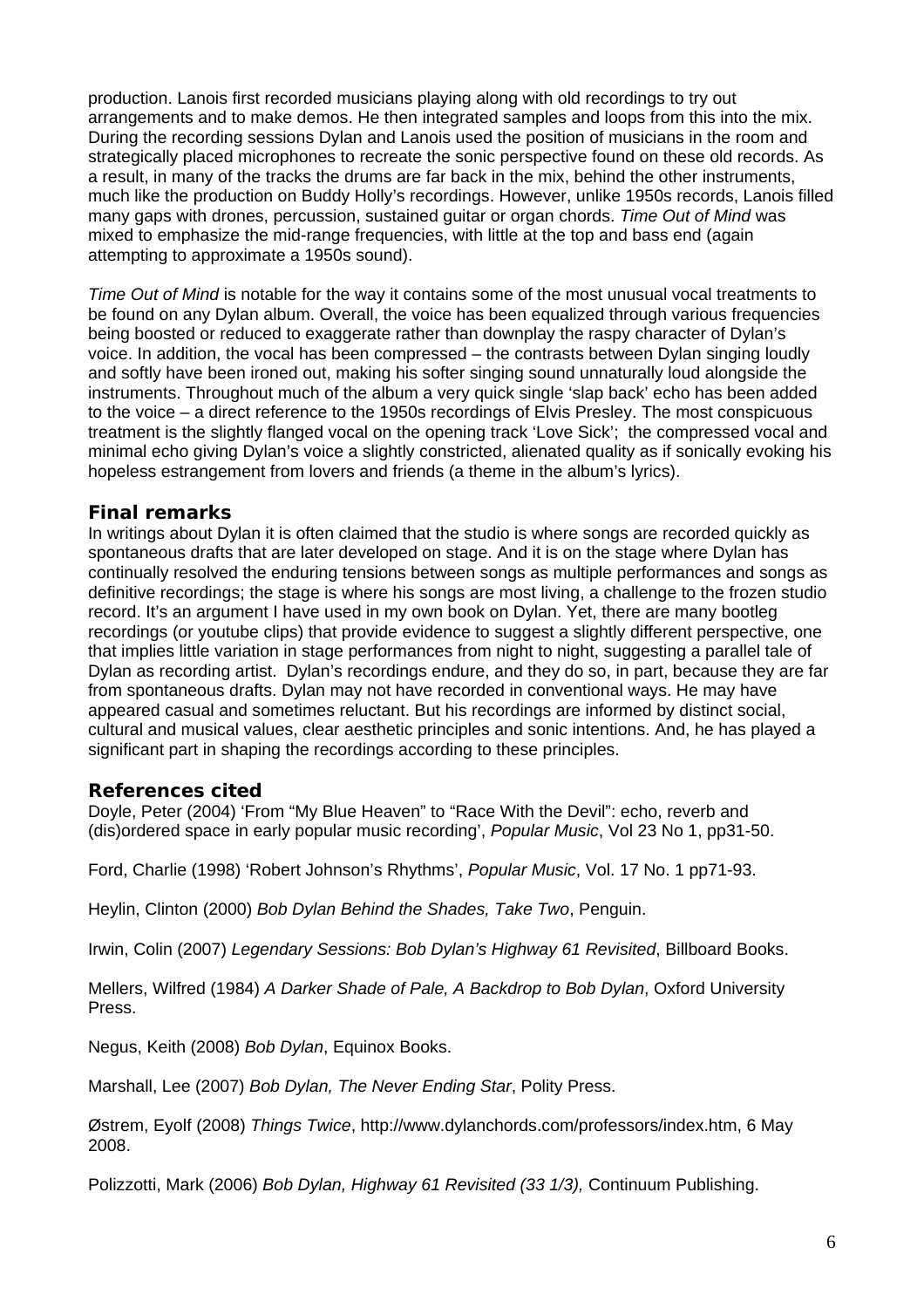production. Lanois first recorded musicians playing along with old recordings to try out arrangements and to make demos. He then integrated samples and loops from this into the mix. During the recording sessions Dylan and Lanois used the position of musicians in the room and strategically placed microphones to recreate the sonic perspective found on these old records. As a result, in many of the tracks the drums are far back in the mix, behind the other instruments, much like the production on Buddy Holly's recordings. However, unlike 1950s records, Lanois filled many gaps with drones, percussion, sustained guitar or organ chords. *Time Out of Mind* was mixed to emphasize the mid-range frequencies, with little at the top and bass end (again attempting to approximate a 1950s sound).

*Time Out of Mind* is notable for the way it contains some of the most unusual vocal treatments to be found on any Dylan album. Overall, the voice has been equalized through various frequencies being boosted or reduced to exaggerate rather than downplay the raspy character of Dylan's voice. In addition, the vocal has been compressed – the contrasts between Dylan singing loudly and softly have been ironed out, making his softer singing sound unnaturally loud alongside the instruments. Throughout much of the album a very quick single 'slap back' echo has been added to the voice – a direct reference to the 1950s recordings of Elvis Presley. The most conspicuous treatment is the slightly flanged vocal on the opening track 'Love Sick'; the compressed vocal and minimal echo giving Dylan's voice a slightly constricted, alienated quality as if sonically evoking his hopeless estrangement from lovers and friends (a theme in the album's lyrics).

## Final remarks

In writings about Dylan it is often claimed that the studio is where songs are recorded quickly as spontaneous drafts that are later developed on stage. And it is on the stage where Dylan has continually resolved the enduring tensions between songs as multiple performances and songs as definitive recordings; the stage is where his songs are most living, a challenge to the frozen studio record. It's an argument I have used in my own book on Dylan. Yet, there are many bootleg recordings (or youtube clips) that provide evidence to suggest a slightly different perspective, one that implies little variation in stage performances from night to night, suggesting a parallel tale of Dylan as recording artist. Dylan's recordings endure, and they do so, in part, because they are far from spontaneous drafts. Dylan may not have recorded in conventional ways. He may have appeared casual and sometimes reluctant. But his recordings are informed by distinct social, cultural and musical values, clear aesthetic principles and sonic intentions. And, he has played a significant part in shaping the recordings according to these principles.

## References cited

Doyle, Peter (2004) 'From "My Blue Heaven" to "Race With the Devil": echo, reverb and (dis)ordered space in early popular music recording', *Popular Music*, Vol 23 No 1, pp31-50.

Ford, Charlie (1998) 'Robert Johnson's Rhythms', *Popular Music*, Vol. 17 No. 1 pp71-93.

Heylin, Clinton (2000) *Bob Dylan Behind the Shades, Take Two*, Penguin.

Irwin, Colin (2007) *Legendary Sessions: Bob Dylan's Highway 61 Revisited*, Billboard Books.

Mellers, Wilfred (1984) *A Darker Shade of Pale, A Backdrop to Bob Dylan*, Oxford University Press.

Negus, Keith (2008) *Bob Dylan*, Equinox Books.

Marshall, Lee (2007) *Bob Dylan, The Never Ending Star*, Polity Press.

Østrem, Eyolf (2008) *Things Twice*, http://www.dylanchords.com/professors/index.htm, 6 May 2008.

Polizzotti, Mark (2006) *Bob Dylan, Highway 61 Revisited (33 1/3),* Continuum Publishing.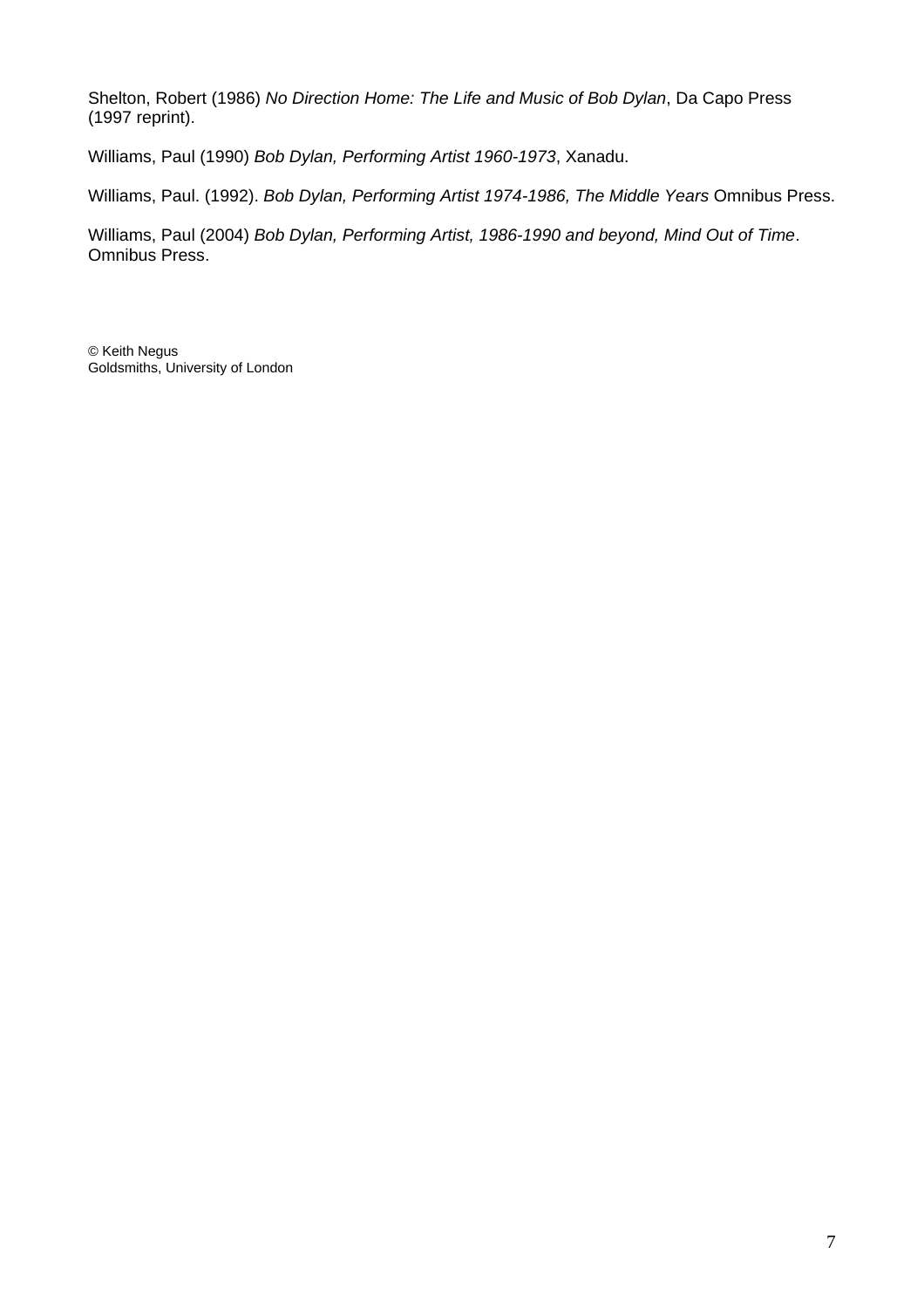Shelton, Robert (1986) *No Direction Home: The Life and Music of Bob Dylan*, Da Capo Press (1997 reprint).

Williams, Paul (1990) *Bob Dylan, Performing Artist 1960-1973*, Xanadu.

Williams, Paul. (1992). *Bob Dylan, Performing Artist 1974-1986, The Middle Years* Omnibus Press.

Williams, Paul (2004) *Bob Dylan, Performing Artist, 1986-1990 and beyond, Mind Out of Time*. Omnibus Press.

© Keith Negus
Goldsmiths, University of London